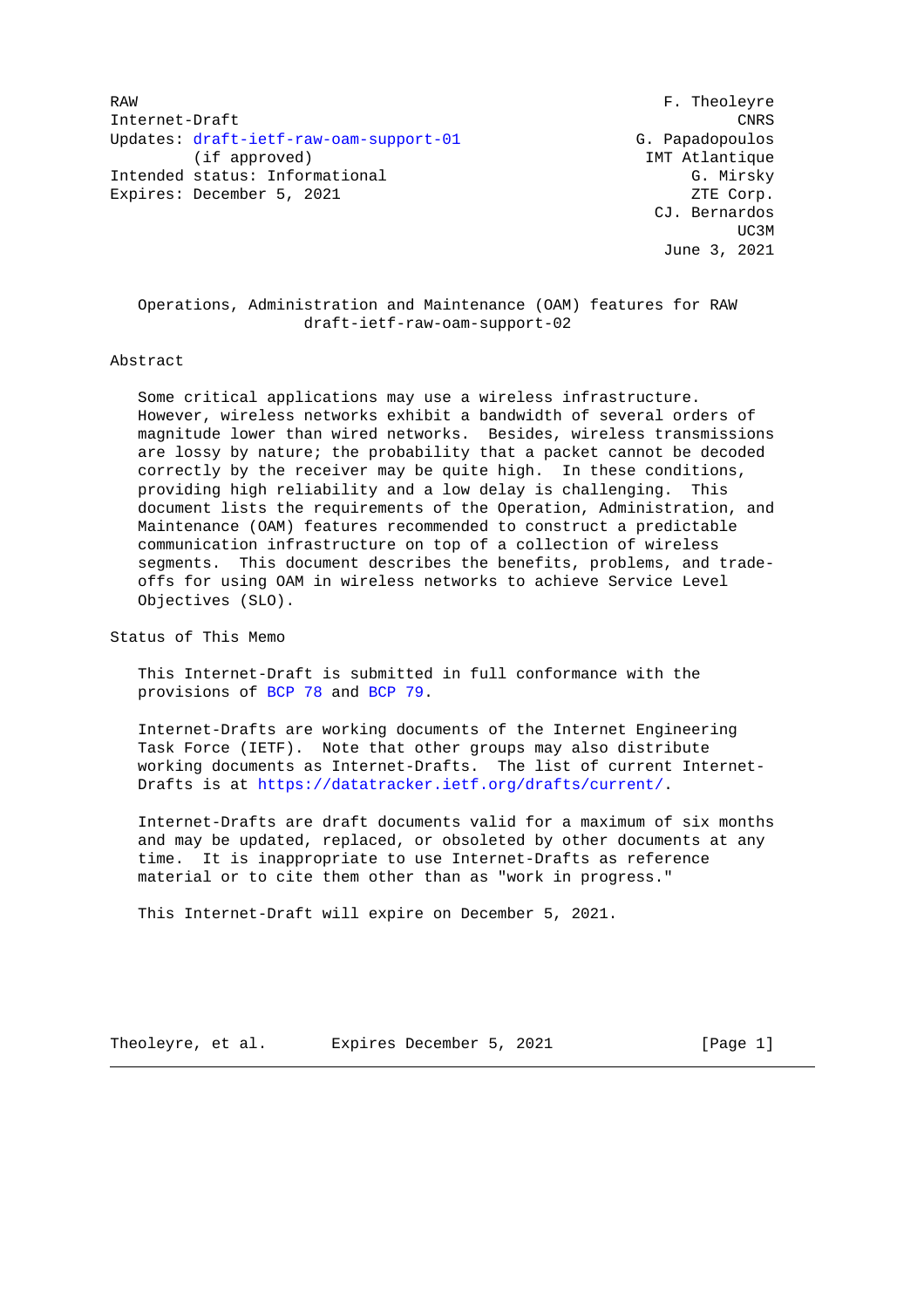RAW F. Theoleyre
Internet-Draft CNRS
Updates: draft-ietf-raw-oam-support-01 G. Papadopoulos
(if approved) IMT Atlantique
Intended status: Informational G. Mirsky
Expires: December 5, 2021 ZTE Corp.
CJ. Bernardos
UC3M
June 3, 2021

# Operations, Administration and Maintenance (OAM) features for RAW
draft-ietf-raw-oam-support-02

## Abstract

Some critical applications may use a wireless infrastructure. However, wireless networks exhibit a bandwidth of several orders of magnitude lower than wired networks. Besides, wireless transmissions are lossy by nature; the probability that a packet cannot be decoded correctly by the receiver may be quite high. In these conditions, providing high reliability and a low delay is challenging. This document lists the requirements of the Operation, Administration, and Maintenance (OAM) features recommended to construct a predictable communication infrastructure on top of a collection of wireless segments. This document describes the benefits, problems, and trade-offs for using OAM in wireless networks to achieve Service Level Objectives (SLO).

## Status of This Memo

This Internet-Draft is submitted in full conformance with the provisions of BCP 78 and BCP 79.

Internet-Drafts are working documents of the Internet Engineering Task Force (IETF). Note that other groups may also distribute working documents as Internet-Drafts. The list of current Internet-Drafts is at https://datatracker.ietf.org/drafts/current/.

Internet-Drafts are draft documents valid for a maximum of six months and may be updated, replaced, or obsoleted by other documents at any time. It is inappropriate to use Internet-Drafts as reference material or to cite them other than as "work in progress."

This Internet-Draft will expire on December 5, 2021.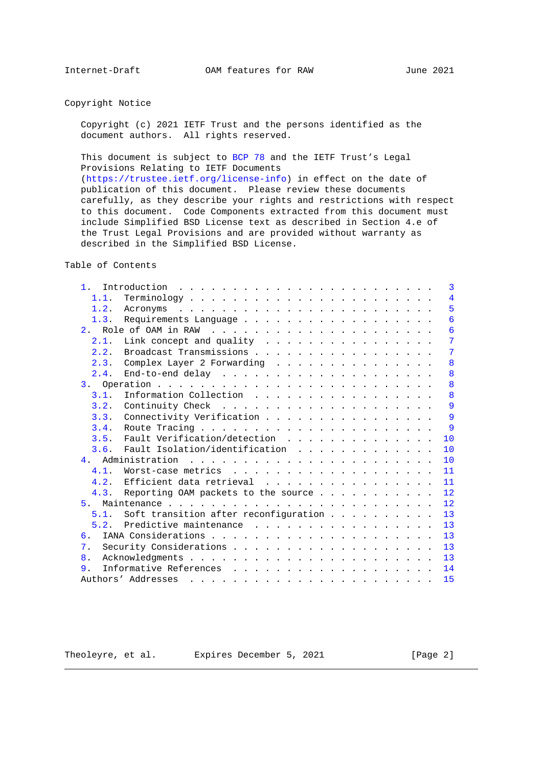## Copyright Notice

Copyright (c) 2021 IETF Trust and the persons identified as the document authors. All rights reserved.

This document is subject to BCP 78 and the IETF Trust's Legal Provisions Relating to IETF Documents (https://trustee.ietf.org/license-info) in effect on the date of publication of this document. Please review these documents carefully, as they describe your rights and restrictions with respect to this document. Code Components extracted from this document must include Simplified BSD License text as described in Section 4.e of the Trust Legal Provisions and are provided without warranty as described in the Simplified BSD License.

## Table of Contents

```
   1.  Introduction . . . . . . . . . . . . . . . . . . . . . . . .   3
     1.1.  Terminology  . . . . . . . . . . . . . . . . . . . . . .   4
     1.2.  Acronyms . . . . . . . . . . . . . . . . . . . . . . . .   5
     1.3.  Requirements Language  . . . . . . . . . . . . . . . . .   6
   2.  Role of OAM in RAW . . . . . . . . . . . . . . . . . . . . .   6
     2.1.  Link concept and quality . . . . . . . . . . . . . . . .   7
     2.2.  Broadcast Transmissions  . . . . . . . . . . . . . . . .   7
     2.3.  Complex Layer 2 Forwarding . . . . . . . . . . . . . . .   8
     2.4.  End-to-end delay . . . . . . . . . . . . . . . . . . . .   8
   3.  Operation  . . . . . . . . . . . . . . . . . . . . . . . . .   8
     3.1.  Information Collection . . . . . . . . . . . . . . . . .   8
     3.2.  Continuity Check . . . . . . . . . . . . . . . . . . . .   9
     3.3.  Connectivity Verification  . . . . . . . . . . . . . . .   9
     3.4.  Route Tracing  . . . . . . . . . . . . . . . . . . . . .   9
     3.5.  Fault Verification/detection . . . . . . . . . . . . . .  10
     3.6.  Fault Isolation/identification . . . . . . . . . . . . .  10
   4.  Administration . . . . . . . . . . . . . . . . . . . . . . .  10
     4.1.  Worst-case metrics . . . . . . . . . . . . . . . . . . .  11
     4.2.  Efficient data retrieval . . . . . . . . . . . . . . . .  11
     4.3.  Reporting OAM packets to the source  . . . . . . . . . .  12
   5.  Maintenance  . . . . . . . . . . . . . . . . . . . . . . . .  12
     5.1.  Soft transition after reconfiguration  . . . . . . . . .  13
     5.2.  Predictive maintenance . . . . . . . . . . . . . . . . .  13
   6.  IANA Considerations  . . . . . . . . . . . . . . . . . . . .  13
   7.  Security Considerations  . . . . . . . . . . . . . . . . . .  13
   8.  Acknowledgments  . . . . . . . . . . . . . . . . . . . . . .  13
   9.  Informative References . . . . . . . . . . . . . . . . . . .  14
   Authors' Addresses . . . . . . . . . . . . . . . . . . . . . . .  15
```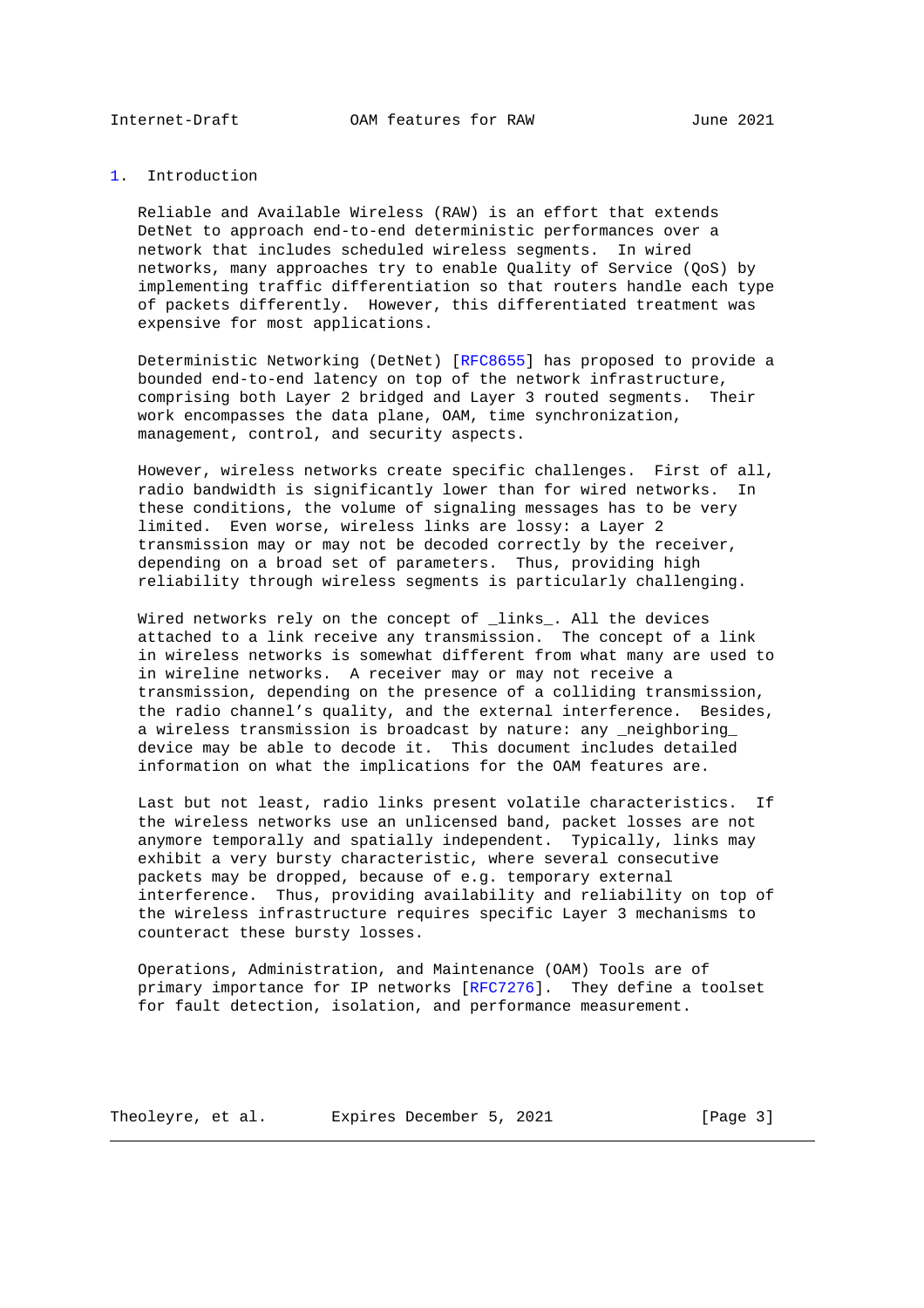## 1. Introduction

Reliable and Available Wireless (RAW) is an effort that extends DetNet to approach end-to-end deterministic performances over a network that includes scheduled wireless segments. In wired networks, many approaches try to enable Quality of Service (QoS) by implementing traffic differentiation so that routers handle each type of packets differently. However, this differentiated treatment was expensive for most applications.

Deterministic Networking (DetNet) [RFC8655] has proposed to provide a bounded end-to-end latency on top of the network infrastructure, comprising both Layer 2 bridged and Layer 3 routed segments. Their work encompasses the data plane, OAM, time synchronization, management, control, and security aspects.

However, wireless networks create specific challenges. First of all, radio bandwidth is significantly lower than for wired networks. In these conditions, the volume of signaling messages has to be very limited. Even worse, wireless links are lossy: a Layer 2 transmission may or may not be decoded correctly by the receiver, depending on a broad set of parameters. Thus, providing high reliability through wireless segments is particularly challenging.

Wired networks rely on the concept of _links_. All the devices attached to a link receive any transmission. The concept of a link in wireless networks is somewhat different from what many are used to in wireline networks. A receiver may or may not receive a transmission, depending on the presence of a colliding transmission, the radio channel's quality, and the external interference. Besides, a wireless transmission is broadcast by nature: any _neighboring_ device may be able to decode it. This document includes detailed information on what the implications for the OAM features are.

Last but not least, radio links present volatile characteristics. If the wireless networks use an unlicensed band, packet losses are not anymore temporally and spatially independent. Typically, links may exhibit a very bursty characteristic, where several consecutive packets may be dropped, because of e.g. temporary external interference. Thus, providing availability and reliability on top of the wireless infrastructure requires specific Layer 3 mechanisms to counteract these bursty losses.

Operations, Administration, and Maintenance (OAM) Tools are of primary importance for IP networks [RFC7276]. They define a toolset for fault detection, isolation, and performance measurement.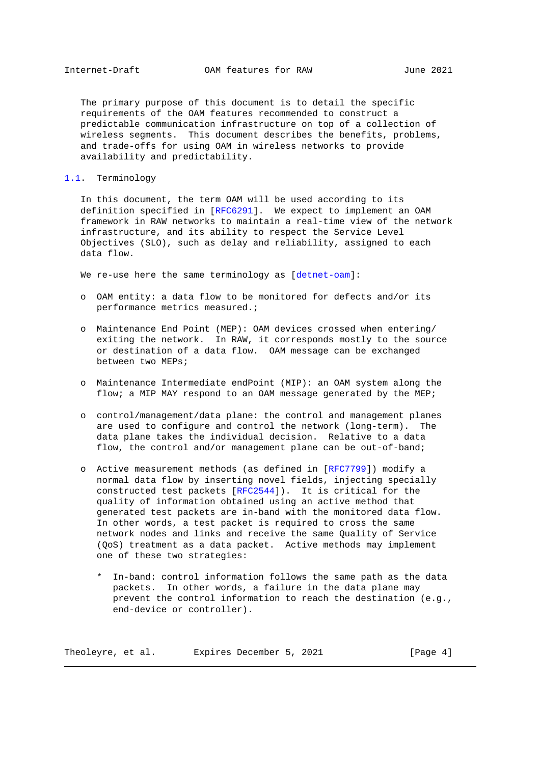The primary purpose of this document is to detail the specific requirements of the OAM features recommended to construct a predictable communication infrastructure on top of a collection of wireless segments. This document describes the benefits, problems, and trade-offs for using OAM in wireless networks to provide availability and predictability.

## 1.1. Terminology

In this document, the term OAM will be used according to its definition specified in [RFC6291]. We expect to implement an OAM framework in RAW networks to maintain a real-time view of the network infrastructure, and its ability to respect the Service Level Objectives (SLO), such as delay and reliability, assigned to each data flow.

We re-use here the same terminology as [detnet-oam]:

- OAM entity: a data flow to be monitored for defects and/or its performance metrics measured.;

- Maintenance End Point (MEP): OAM devices crossed when entering/exiting the network. In RAW, it corresponds mostly to the source or destination of a data flow. OAM message can be exchanged between two MEPs;

- Maintenance Intermediate endPoint (MIP): an OAM system along the flow; a MIP MAY respond to an OAM message generated by the MEP;

- control/management/data plane: the control and management planes are used to configure and control the network (long-term). The data plane takes the individual decision. Relative to a data flow, the control and/or management plane can be out-of-band;

- Active measurement methods (as defined in [RFC7799]) modify a normal data flow by inserting novel fields, injecting specially constructed test packets [RFC2544]). It is critical for the quality of information obtained using an active method that generated test packets are in-band with the monitored data flow. In other words, a test packet is required to cross the same network nodes and links and receive the same Quality of Service (QoS) treatment as a data packet. Active methods may implement one of these two strategies:

  * In-band: control information follows the same path as the data packets. In other words, a failure in the data plane may prevent the control information to reach the destination (e.g., end-device or controller).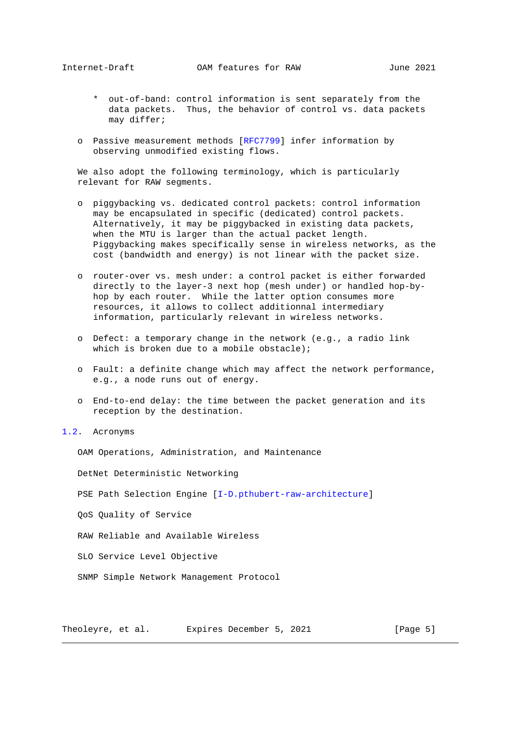* out-of-band: control information is sent separately from the data packets. Thus, the behavior of control vs. data packets may differ;

- Passive measurement methods [RFC7799] infer information by observing unmodified existing flows.

We also adopt the following terminology, which is particularly relevant for RAW segments.

- piggybacking vs. dedicated control packets: control information may be encapsulated in specific (dedicated) control packets. Alternatively, it may be piggybacked in existing data packets, when the MTU is larger than the actual packet length. Piggybacking makes specifically sense in wireless networks, as the cost (bandwidth and energy) is not linear with the packet size.

- router-over vs. mesh under: a control packet is either forwarded directly to the layer-3 next hop (mesh under) or handled hop-by-hop by each router. While the latter option consumes more resources, it allows to collect additionnal intermediary information, particularly relevant in wireless networks.

- Defect: a temporary change in the network (e.g., a radio link which is broken due to a mobile obstacle);

- Fault: a definite change which may affect the network performance, e.g., a node runs out of energy.

- End-to-end delay: the time between the packet generation and its reception by the destination.

## 1.2. Acronyms

OAM Operations, Administration, and Maintenance

DetNet Deterministic Networking

PSE Path Selection Engine [I-D.pthubert-raw-architecture]

QoS Quality of Service

RAW Reliable and Available Wireless

SLO Service Level Objective

SNMP Simple Network Management Protocol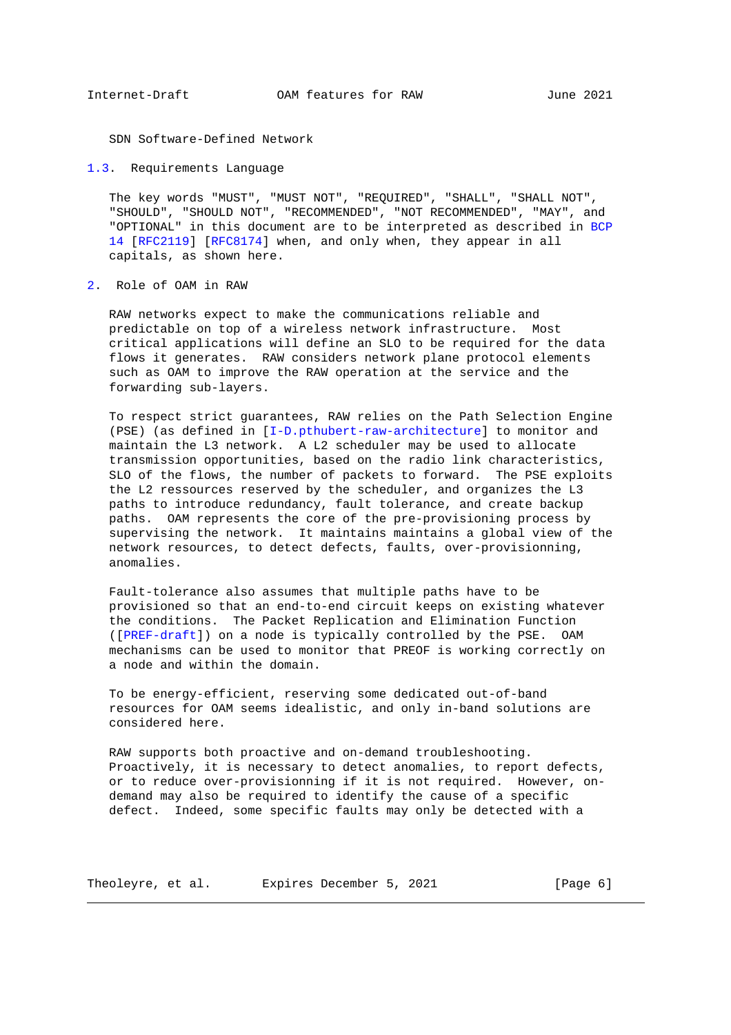SDN Software-Defined Network

### 1.3. Requirements Language

The key words "MUST", "MUST NOT", "REQUIRED", "SHALL", "SHALL NOT", "SHOULD", "SHOULD NOT", "RECOMMENDED", "NOT RECOMMENDED", "MAY", and "OPTIONAL" in this document are to be interpreted as described in BCP 14 [RFC2119] [RFC8174] when, and only when, they appear in all capitals, as shown here.

## 2. Role of OAM in RAW

RAW networks expect to make the communications reliable and predictable on top of a wireless network infrastructure. Most critical applications will define an SLO to be required for the data flows it generates. RAW considers network plane protocol elements such as OAM to improve the RAW operation at the service and the forwarding sub-layers.

To respect strict guarantees, RAW relies on the Path Selection Engine (PSE) (as defined in [I-D.pthubert-raw-architecture] to monitor and maintain the L3 network. A L2 scheduler may be used to allocate transmission opportunities, based on the radio link characteristics, SLO of the flows, the number of packets to forward. The PSE exploits the L2 ressources reserved by the scheduler, and organizes the L3 paths to introduce redundancy, fault tolerance, and create backup paths. OAM represents the core of the pre-provisioning process by supervising the network. It maintains maintains a global view of the network resources, to detect defects, faults, over-provisionning, anomalies.

Fault-tolerance also assumes that multiple paths have to be provisioned so that an end-to-end circuit keeps on existing whatever the conditions. The Packet Replication and Elimination Function ([PREF-draft]) on a node is typically controlled by the PSE. OAM mechanisms can be used to monitor that PREOF is working correctly on a node and within the domain.

To be energy-efficient, reserving some dedicated out-of-band resources for OAM seems idealistic, and only in-band solutions are considered here.

RAW supports both proactive and on-demand troubleshooting. Proactively, it is necessary to detect anomalies, to report defects, or to reduce over-provisionning if it is not required. However, on-demand may also be required to identify the cause of a specific defect. Indeed, some specific faults may only be detected with a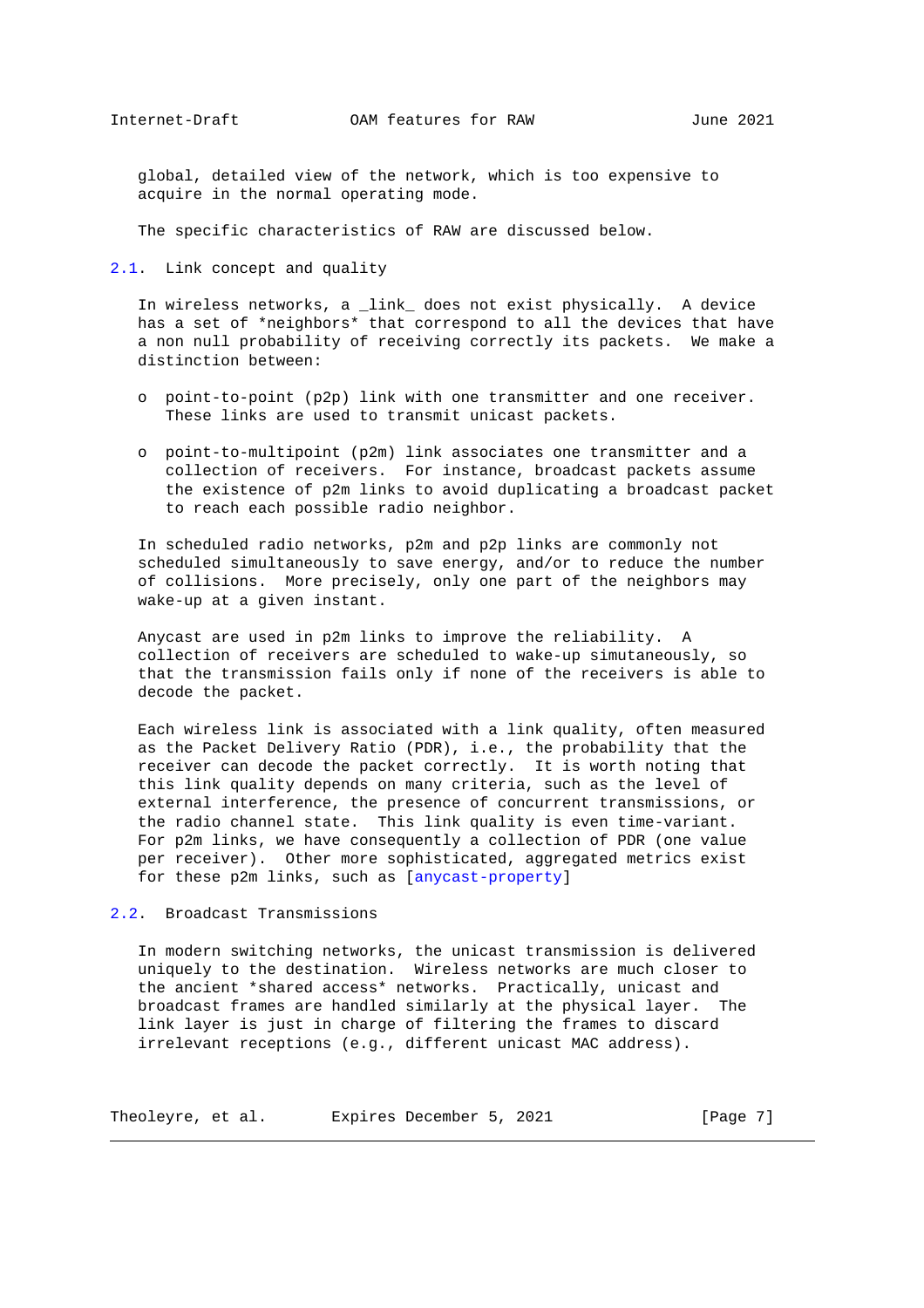global, detailed view of the network, which is too expensive to acquire in the normal operating mode.

The specific characteristics of RAW are discussed below.

## 2.1. Link concept and quality

In wireless networks, a _link_ does not exist physically. A device has a set of *neighbors* that correspond to all the devices that have a non null probability of receiving correctly its packets. We make a distinction between:

- point-to-point (p2p) link with one transmitter and one receiver. These links are used to transmit unicast packets.

- point-to-multipoint (p2m) link associates one transmitter and a collection of receivers. For instance, broadcast packets assume the existence of p2m links to avoid duplicating a broadcast packet to reach each possible radio neighbor.

In scheduled radio networks, p2m and p2p links are commonly not scheduled simultaneously to save energy, and/or to reduce the number of collisions. More precisely, only one part of the neighbors may wake-up at a given instant.

Anycast are used in p2m links to improve the reliability. A collection of receivers are scheduled to wake-up simutaneously, so that the transmission fails only if none of the receivers is able to decode the packet.

Each wireless link is associated with a link quality, often measured as the Packet Delivery Ratio (PDR), i.e., the probability that the receiver can decode the packet correctly. It is worth noting that this link quality depends on many criteria, such as the level of external interference, the presence of concurrent transmissions, or the radio channel state. This link quality is even time-variant. For p2m links, we have consequently a collection of PDR (one value per receiver). Other more sophisticated, aggregated metrics exist for these p2m links, such as [anycast-property]

## 2.2. Broadcast Transmissions

In modern switching networks, the unicast transmission is delivered uniquely to the destination. Wireless networks are much closer to the ancient *shared access* networks. Practically, unicast and broadcast frames are handled similarly at the physical layer. The link layer is just in charge of filtering the frames to discard irrelevant receptions (e.g., different unicast MAC address).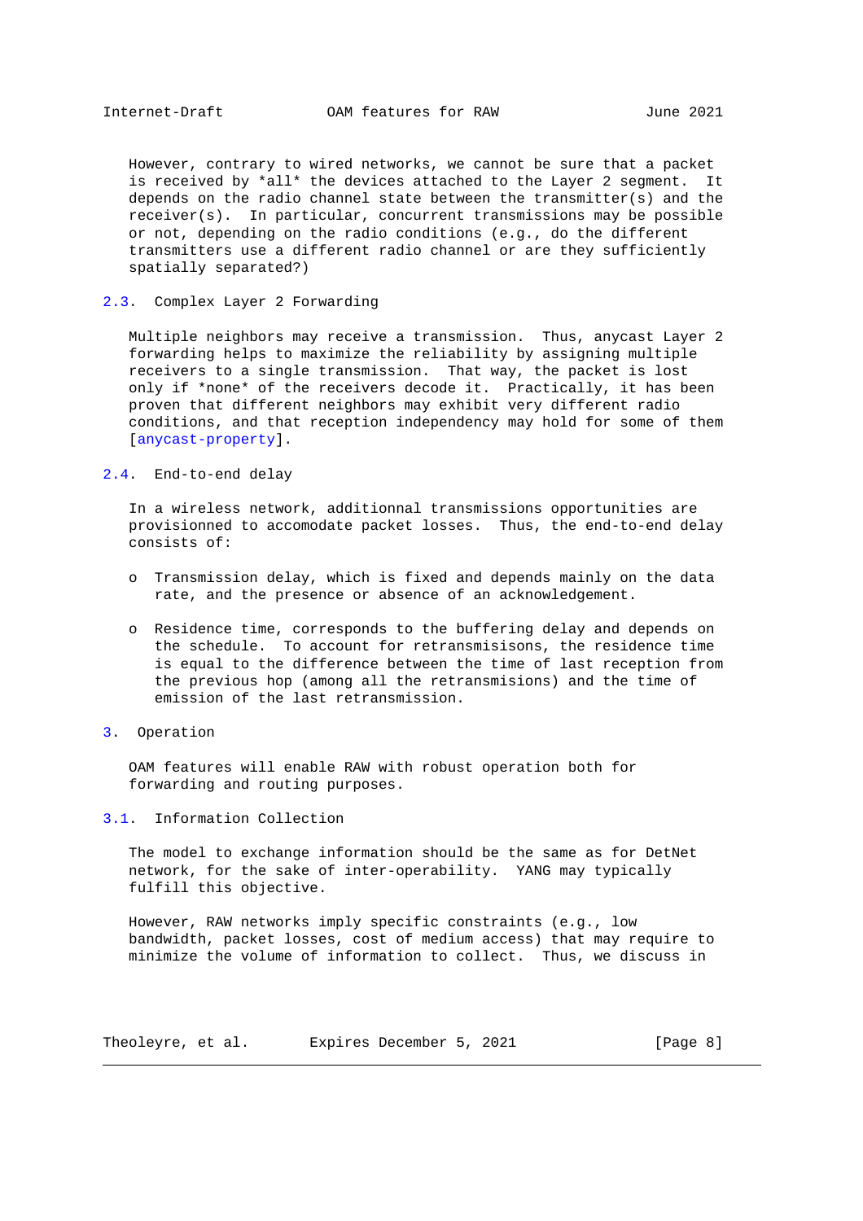However, contrary to wired networks, we cannot be sure that a packet is received by *all* the devices attached to the Layer 2 segment. It depends on the radio channel state between the transmitter(s) and the receiver(s). In particular, concurrent transmissions may be possible or not, depending on the radio conditions (e.g., do the different transmitters use a different radio channel or are they sufficiently spatially separated?)

### 2.3. Complex Layer 2 Forwarding

Multiple neighbors may receive a transmission. Thus, anycast Layer 2 forwarding helps to maximize the reliability by assigning multiple receivers to a single transmission. That way, the packet is lost only if *none* of the receivers decode it. Practically, it has been proven that different neighbors may exhibit very different radio conditions, and that reception independency may hold for some of them [anycast-property].

### 2.4. End-to-end delay

In a wireless network, additionnal transmissions opportunities are provisionned to accomodate packet losses. Thus, the end-to-end delay consists of:

- Transmission delay, which is fixed and depends mainly on the data rate, and the presence or absence of an acknowledgement.
- Residence time, corresponds to the buffering delay and depends on the schedule. To account for retransmisisons, the residence time is equal to the difference between the time of last reception from the previous hop (among all the retransmissions) and the time of emission of the last retransmission.

## 3. Operation

OAM features will enable RAW with robust operation both for forwarding and routing purposes.

### 3.1. Information Collection

The model to exchange information should be the same as for DetNet network, for the sake of inter-operability. YANG may typically fulfill this objective.

However, RAW networks imply specific constraints (e.g., low bandwidth, packet losses, cost of medium access) that may require to minimize the volume of information to collect. Thus, we discuss in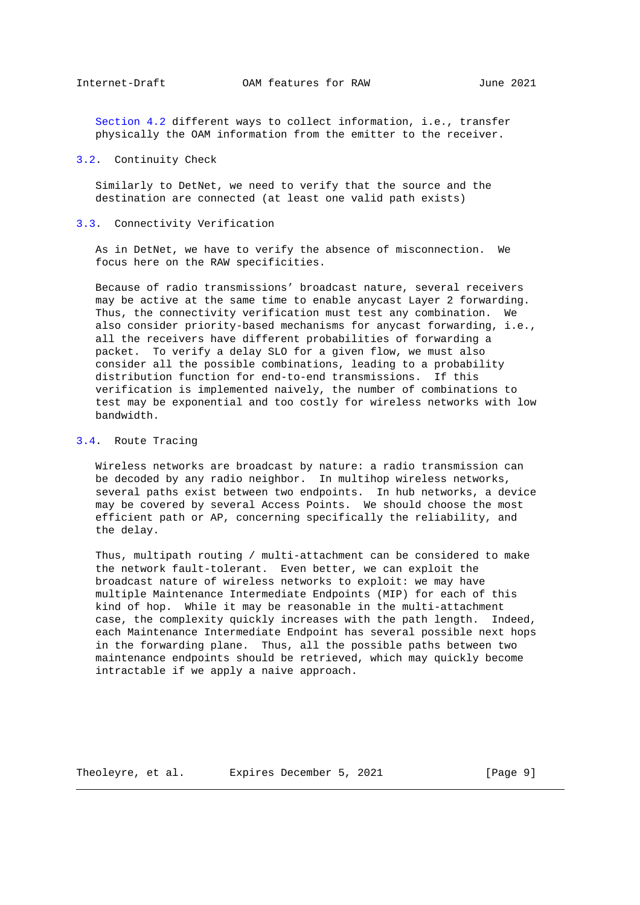Section 4.2 different ways to collect information, i.e., transfer physically the OAM information from the emitter to the receiver.

## 3.2. Continuity Check

Similarly to DetNet, we need to verify that the source and the destination are connected (at least one valid path exists)

## 3.3. Connectivity Verification

As in DetNet, we have to verify the absence of misconnection. We focus here on the RAW specificities.

Because of radio transmissions' broadcast nature, several receivers may be active at the same time to enable anycast Layer 2 forwarding. Thus, the connectivity verification must test any combination. We also consider priority-based mechanisms for anycast forwarding, i.e., all the receivers have different probabilities of forwarding a packet. To verify a delay SLO for a given flow, we must also consider all the possible combinations, leading to a probability distribution function for end-to-end transmissions. If this verification is implemented naively, the number of combinations to test may be exponential and too costly for wireless networks with low bandwidth.

## 3.4. Route Tracing

Wireless networks are broadcast by nature: a radio transmission can be decoded by any radio neighbor. In multihop wireless networks, several paths exist between two endpoints. In hub networks, a device may be covered by several Access Points. We should choose the most efficient path or AP, concerning specifically the reliability, and the delay.

Thus, multipath routing / multi-attachment can be considered to make the network fault-tolerant. Even better, we can exploit the broadcast nature of wireless networks to exploit: we may have multiple Maintenance Intermediate Endpoints (MIP) for each of this kind of hop. While it may be reasonable in the multi-attachment case, the complexity quickly increases with the path length. Indeed, each Maintenance Intermediate Endpoint has several possible next hops in the forwarding plane. Thus, all the possible paths between two maintenance endpoints should be retrieved, which may quickly become intractable if we apply a naive approach.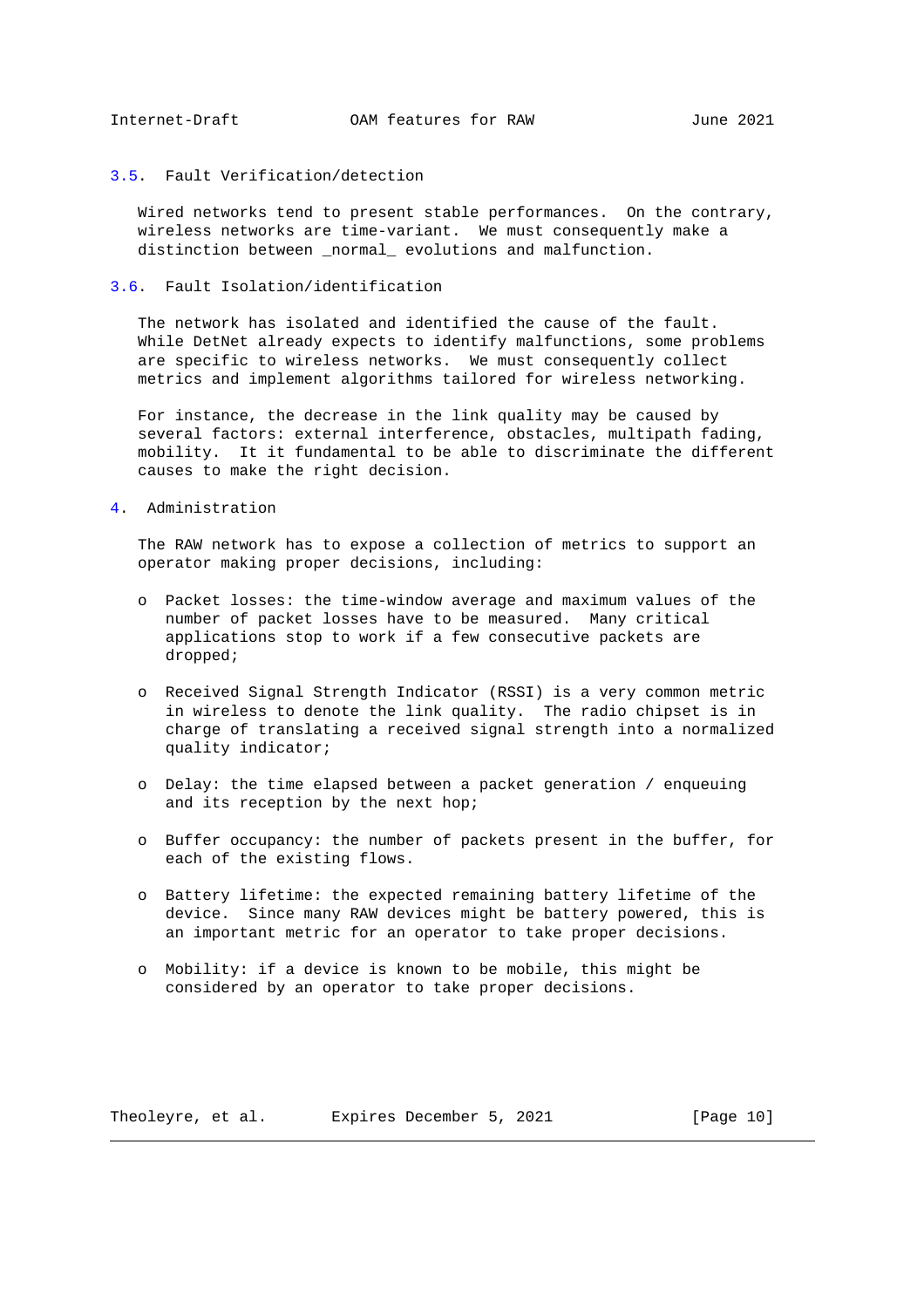### 3.5. Fault Verification/detection

Wired networks tend to present stable performances. On the contrary, wireless networks are time-variant. We must consequently make a distinction between _normal_ evolutions and malfunction.

### 3.6. Fault Isolation/identification

The network has isolated and identified the cause of the fault. While DetNet already expects to identify malfunctions, some problems are specific to wireless networks. We must consequently collect metrics and implement algorithms tailored for wireless networking.

For instance, the decrease in the link quality may be caused by several factors: external interference, obstacles, multipath fading, mobility. It it fundamental to be able to discriminate the different causes to make the right decision.

## 4. Administration

The RAW network has to expose a collection of metrics to support an operator making proper decisions, including:

- Packet losses: the time-window average and maximum values of the number of packet losses have to be measured. Many critical applications stop to work if a few consecutive packets are dropped;

- Received Signal Strength Indicator (RSSI) is a very common metric in wireless to denote the link quality. The radio chipset is in charge of translating a received signal strength into a normalized quality indicator;

- Delay: the time elapsed between a packet generation / enqueuing and its reception by the next hop;

- Buffer occupancy: the number of packets present in the buffer, for each of the existing flows.

- Battery lifetime: the expected remaining battery lifetime of the device. Since many RAW devices might be battery powered, this is an important metric for an operator to take proper decisions.

- Mobility: if a device is known to be mobile, this might be considered by an operator to take proper decisions.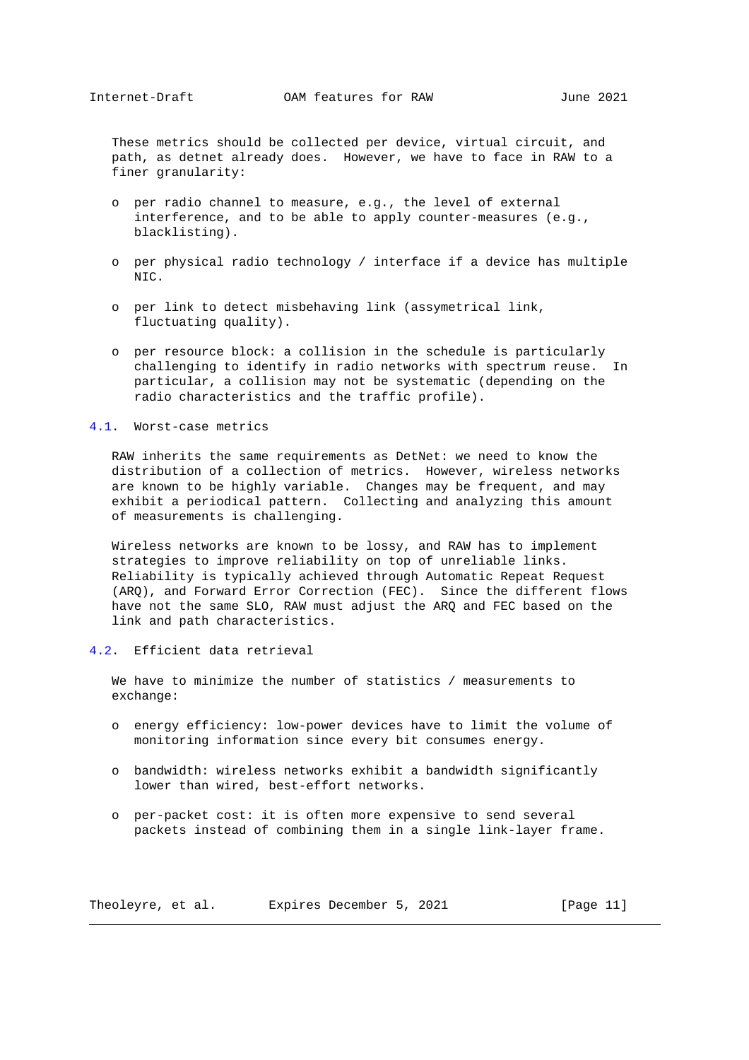These metrics should be collected per device, virtual circuit, and path, as detnet already does. However, we have to face in RAW to a finer granularity:

- per radio channel to measure, e.g., the level of external interference, and to be able to apply counter-measures (e.g., blacklisting).
- per physical radio technology / interface if a device has multiple NIC.
- per link to detect misbehaving link (assymetrical link, fluctuating quality).
- per resource block: a collision in the schedule is particularly challenging to identify in radio networks with spectrum reuse. In particular, a collision may not be systematic (depending on the radio characteristics and the traffic profile).

## 4.1. Worst-case metrics

RAW inherits the same requirements as DetNet: we need to know the distribution of a collection of metrics. However, wireless networks are known to be highly variable. Changes may be frequent, and may exhibit a periodical pattern. Collecting and analyzing this amount of measurements is challenging.

Wireless networks are known to be lossy, and RAW has to implement strategies to improve reliability on top of unreliable links. Reliability is typically achieved through Automatic Repeat Request (ARQ), and Forward Error Correction (FEC). Since the different flows have not the same SLO, RAW must adjust the ARQ and FEC based on the link and path characteristics.

## 4.2. Efficient data retrieval

We have to minimize the number of statistics / measurements to exchange:

- energy efficiency: low-power devices have to limit the volume of monitoring information since every bit consumes energy.
- bandwidth: wireless networks exhibit a bandwidth significantly lower than wired, best-effort networks.
- per-packet cost: it is often more expensive to send several packets instead of combining them in a single link-layer frame.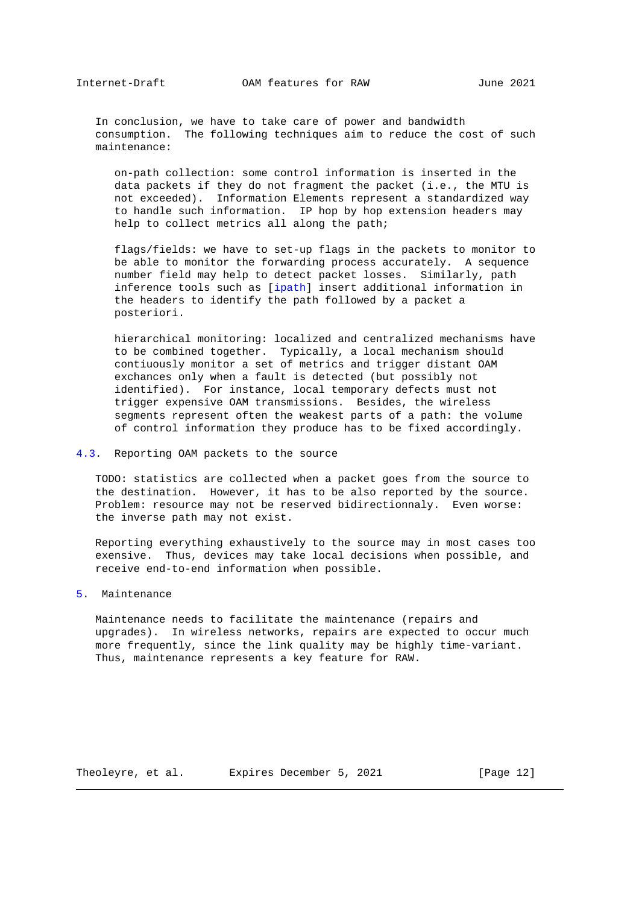In conclusion, we have to take care of power and bandwidth consumption. The following techniques aim to reduce the cost of such maintenance:

on-path collection: some control information is inserted in the data packets if they do not fragment the packet (i.e., the MTU is not exceeded). Information Elements represent a standardized way to handle such information. IP hop by hop extension headers may help to collect metrics all along the path;

flags/fields: we have to set-up flags in the packets to monitor to be able to monitor the forwarding process accurately. A sequence number field may help to detect packet losses. Similarly, path inference tools such as [ipath] insert additional information in the headers to identify the path followed by a packet a posteriori.

hierarchical monitoring: localized and centralized mechanisms have to be combined together. Typically, a local mechanism should contiuously monitor a set of metrics and trigger distant OAM exchances only when a fault is detected (but possibly not identified). For instance, local temporary defects must not trigger expensive OAM transmissions. Besides, the wireless segments represent often the weakest parts of a path: the volume of control information they produce has to be fixed accordingly.

### 4.3. Reporting OAM packets to the source

TODO: statistics are collected when a packet goes from the source to the destination. However, it has to be also reported by the source. Problem: resource may not be reserved bidirectionnaly. Even worse: the inverse path may not exist.

Reporting everything exhaustively to the source may in most cases too exensive. Thus, devices may take local decisions when possible, and receive end-to-end information when possible.

## 5. Maintenance

Maintenance needs to facilitate the maintenance (repairs and upgrades). In wireless networks, repairs are expected to occur much more frequently, since the link quality may be highly time-variant. Thus, maintenance represents a key feature for RAW.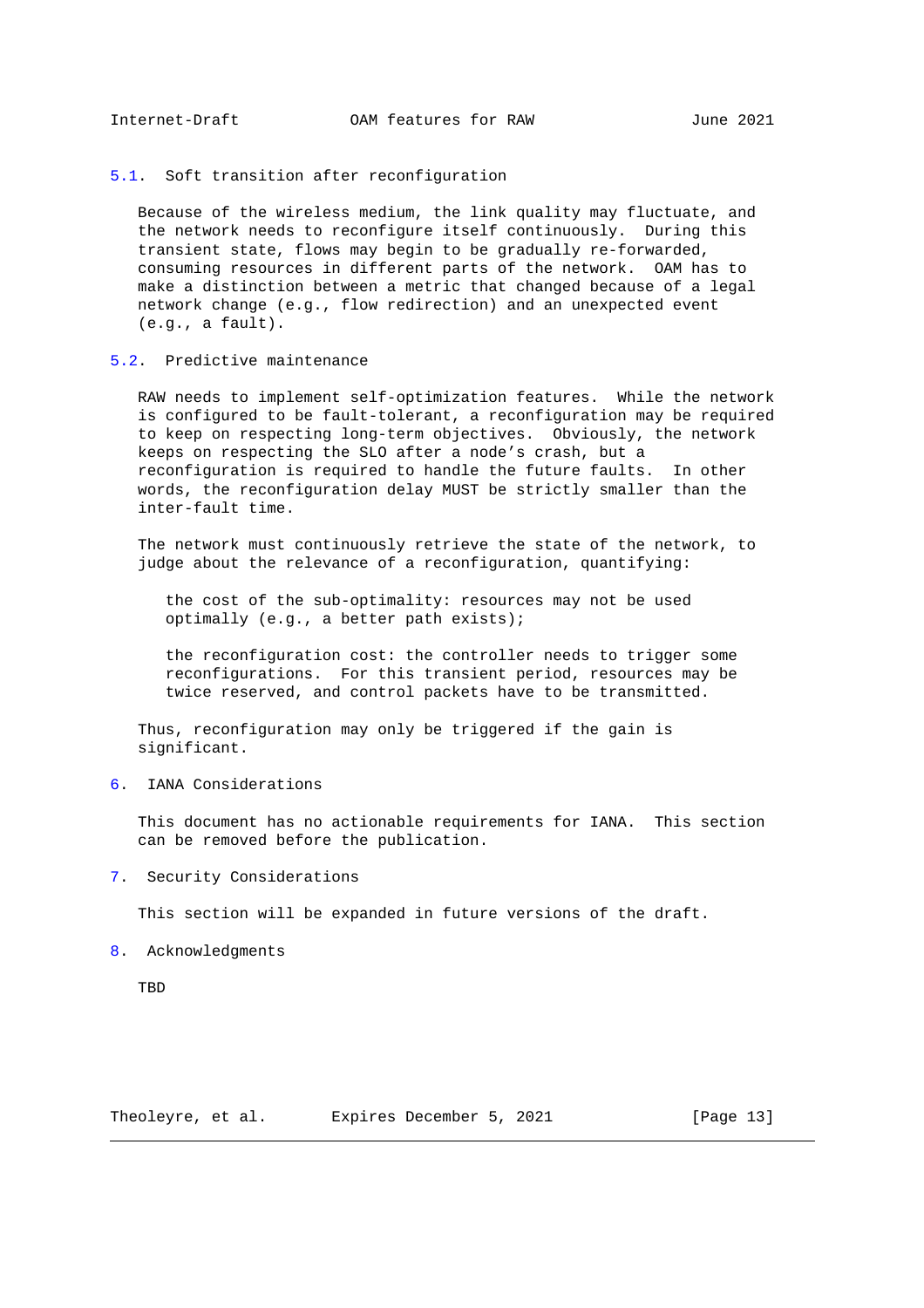## 5.1. Soft transition after reconfiguration

Because of the wireless medium, the link quality may fluctuate, and the network needs to reconfigure itself continuously. During this transient state, flows may begin to be gradually re-forwarded, consuming resources in different parts of the network. OAM has to make a distinction between a metric that changed because of a legal network change (e.g., flow redirection) and an unexpected event (e.g., a fault).

## 5.2. Predictive maintenance

RAW needs to implement self-optimization features. While the network is configured to be fault-tolerant, a reconfiguration may be required to keep on respecting long-term objectives. Obviously, the network keeps on respecting the SLO after a node's crash, but a reconfiguration is required to handle the future faults. In other words, the reconfiguration delay MUST be strictly smaller than the inter-fault time.

The network must continuously retrieve the state of the network, to judge about the relevance of a reconfiguration, quantifying:

the cost of the sub-optimality: resources may not be used optimally (e.g., a better path exists);

the reconfiguration cost: the controller needs to trigger some reconfigurations. For this transient period, resources may be twice reserved, and control packets have to be transmitted.

Thus, reconfiguration may only be triggered if the gain is significant.

# 6. IANA Considerations

This document has no actionable requirements for IANA. This section can be removed before the publication.

# 7. Security Considerations

This section will be expanded in future versions of the draft.

# 8. Acknowledgments

TBD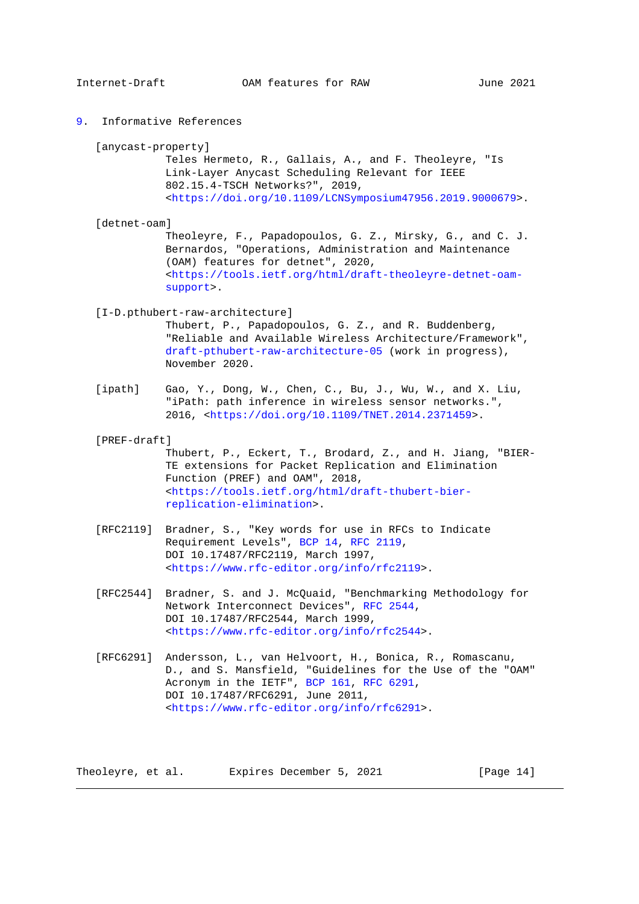# 9. Informative References

[anycast-property]
Teles Hermeto, R., Gallais, A., and F. Theoleyre, "Is Link-Layer Anycast Scheduling Relevant for IEEE 802.15.4-TSCH Networks?", 2019, <https://doi.org/10.1109/LCNSymposium47956.2019.9000679>.

[detnet-oam]
Theoleyre, F., Papadopoulos, G. Z., Mirsky, G., and C. J. Bernardos, "Operations, Administration and Maintenance (OAM) features for detnet", 2020, <https://tools.ietf.org/html/draft-theoleyre-detnet-oam-support>.

[I-D.pthubert-raw-architecture]
Thubert, P., Papadopoulos, G. Z., and R. Buddenberg, "Reliable and Available Wireless Architecture/Framework", draft-pthubert-raw-architecture-05 (work in progress), November 2020.

[ipath]
Gao, Y., Dong, W., Chen, C., Bu, J., Wu, W., and X. Liu, "iPath: path inference in wireless sensor networks.", 2016, <https://doi.org/10.1109/TNET.2014.2371459>.

[PREF-draft]
Thubert, P., Eckert, T., Brodard, Z., and H. Jiang, "BIER-TE extensions for Packet Replication and Elimination Function (PREF) and OAM", 2018, <https://tools.ietf.org/html/draft-thubert-bier-replication-elimination>.

[RFC2119]
Bradner, S., "Key words for use in RFCs to Indicate Requirement Levels", BCP 14, RFC 2119, DOI 10.17487/RFC2119, March 1997, <https://www.rfc-editor.org/info/rfc2119>.

[RFC2544]
Bradner, S. and J. McQuaid, "Benchmarking Methodology for Network Interconnect Devices", RFC 2544, DOI 10.17487/RFC2544, March 1999, <https://www.rfc-editor.org/info/rfc2544>.

[RFC6291]
Andersson, L., van Helvoort, H., Bonica, R., Romascanu, D., and S. Mansfield, "Guidelines for the Use of the "OAM" Acronym in the IETF", BCP 161, RFC 6291, DOI 10.17487/RFC6291, June 2011, <https://www.rfc-editor.org/info/rfc6291>.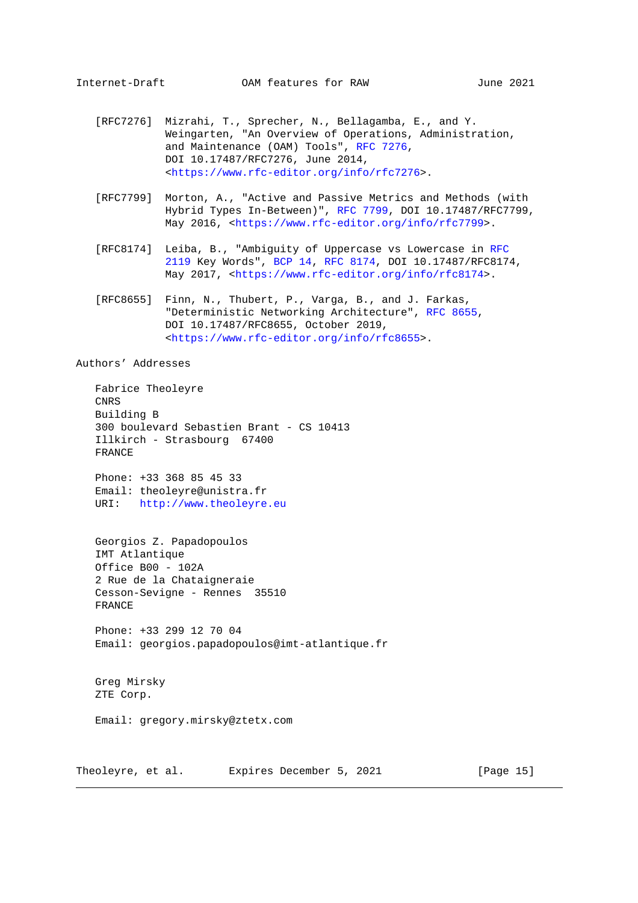[RFC7276] Mizrahi, T., Sprecher, N., Bellagamba, E., and Y. Weingarten, "An Overview of Operations, Administration, and Maintenance (OAM) Tools", RFC 7276, DOI 10.17487/RFC7276, June 2014, <https://www.rfc-editor.org/info/rfc7276>.

[RFC7799] Morton, A., "Active and Passive Metrics and Methods (with Hybrid Types In-Between)", RFC 7799, DOI 10.17487/RFC7799, May 2016, <https://www.rfc-editor.org/info/rfc7799>.

[RFC8174] Leiba, B., "Ambiguity of Uppercase vs Lowercase in RFC 2119 Key Words", BCP 14, RFC 8174, DOI 10.17487/RFC8174, May 2017, <https://www.rfc-editor.org/info/rfc8174>.

[RFC8655] Finn, N., Thubert, P., Varga, B., and J. Farkas, "Deterministic Networking Architecture", RFC 8655, DOI 10.17487/RFC8655, October 2019, <https://www.rfc-editor.org/info/rfc8655>.

## Authors' Addresses

Fabrice Theoleyre
CNRS
Building B
300 boulevard Sebastien Brant - CS 10413
Illkirch - Strasbourg 67400
FRANCE

Phone: +33 368 85 45 33
Email: theoleyre@unistra.fr
URI: http://www.theoleyre.eu

Georgios Z. Papadopoulos
IMT Atlantique
Office B00 - 102A
2 Rue de la Chataigneraie
Cesson-Sevigne - Rennes 35510
FRANCE

Phone: +33 299 12 70 04
Email: georgios.papadopoulos@imt-atlantique.fr

Greg Mirsky
ZTE Corp.

Email: gregory.mirsky@ztetx.com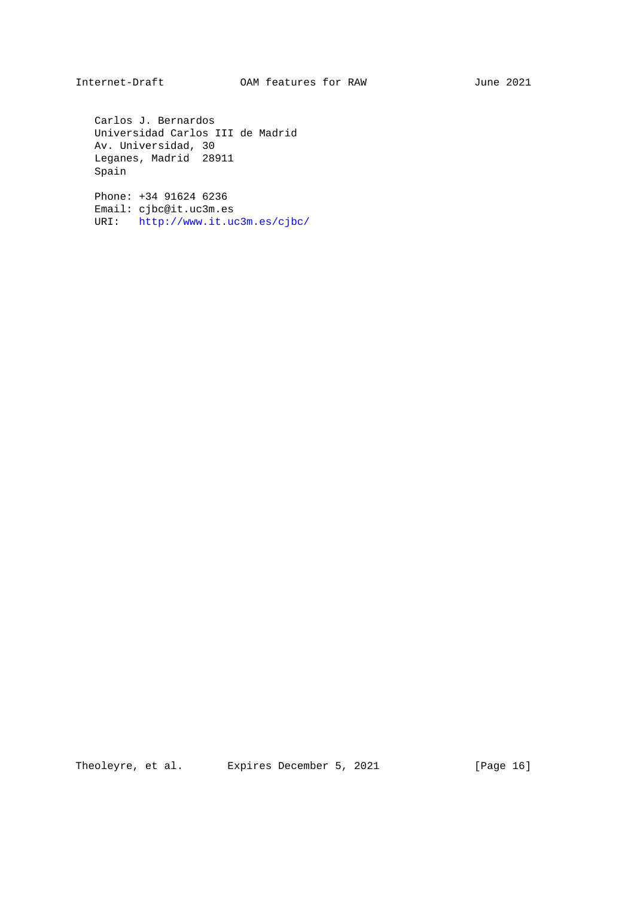Carlos J. Bernardos
Universidad Carlos III de Madrid
Av. Universidad, 30
Leganes, Madrid  28911
Spain

Phone: +34 91624 6236
Email: cjbc@it.uc3m.es
URI:   http://www.it.uc3m.es/cjbc/